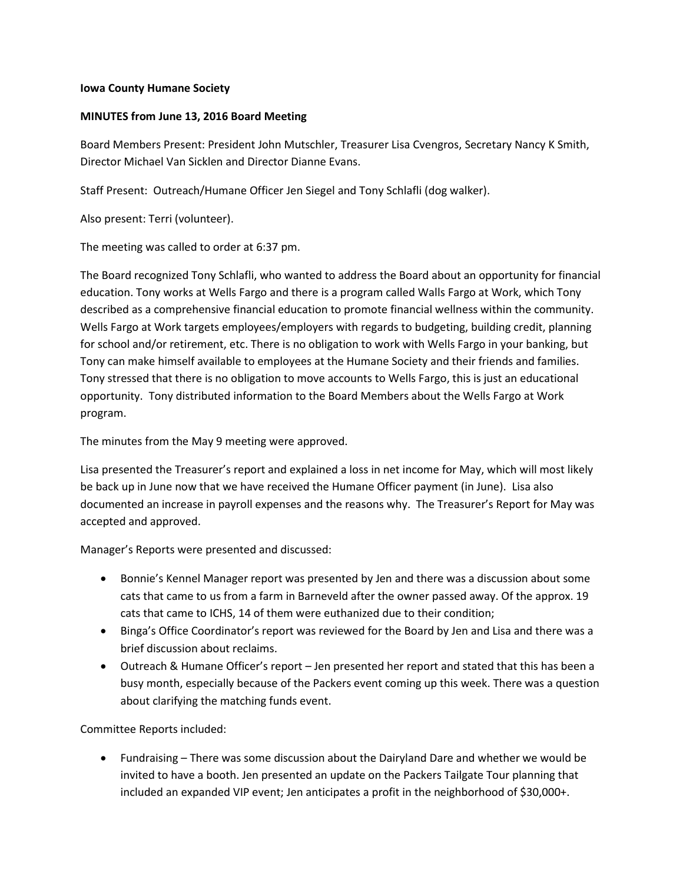**Iowa County Humane Society**

**MINUTES from June 13, 2016 Board Meeting**

Board Members Present: President John Mutschler, Treasurer Lisa Cvengros, Secretary Nancy K Smith, Director Michael Van Sicklen and Director Dianne Evans.

Staff Present: Outreach/Humane Officer Jen Siegel and Tony Schlafli (dog walker).

Also present: Terri (volunteer).

The meeting was called to order at 6:37 pm.

The Board recognized Tony Schlafli, who wanted to address the Board about an opportunity for financial education. Tony works at Wells Fargo and there is a program called Walls Fargo at Work, which Tony described as a comprehensive financial education to promote financial wellness within the community. Wells Fargo at Work targets employees/employers with regards to budgeting, building credit, planning for school and/or retirement, etc. There is no obligation to work with Wells Fargo in your banking, but Tony can make himself available to employees at the Humane Society and their friends and families. Tony stressed that there is no obligation to move accounts to Wells Fargo, this is just an educational opportunity. Tony distributed information to the Board Members about the Wells Fargo at Work program.

The minutes from the May 9 meeting were approved.

Lisa presented the Treasurer's report and explained a loss in net income for May, which will most likely be back up in June now that we have received the Humane Officer payment (in June). Lisa also documented an increase in payroll expenses and the reasons why. The Treasurer's Report for May was accepted and approved.

Manager's Reports were presented and discussed:

- Bonnie's Kennel Manager report was presented by Jen and there was a discussion about some cats that came to us from a farm in Barneveld after the owner passed away. Of the approx. 19 cats that came to ICHS, 14 of them were euthanized due to their condition;
- Binga's Office Coordinator's report was reviewed for the Board by Jen and Lisa and there was a brief discussion about reclaims.
- Outreach & Humane Officer's report – Jen presented her report and stated that this has been a busy month, especially because of the Packers event coming up this week. There was a question about clarifying the matching funds event.

Committee Reports included:

- Fundraising – There was some discussion about the Dairyland Dare and whether we would be invited to have a booth. Jen presented an update on the Packers Tailgate Tour planning that included an expanded VIP event; Jen anticipates a profit in the neighborhood of $30,000+.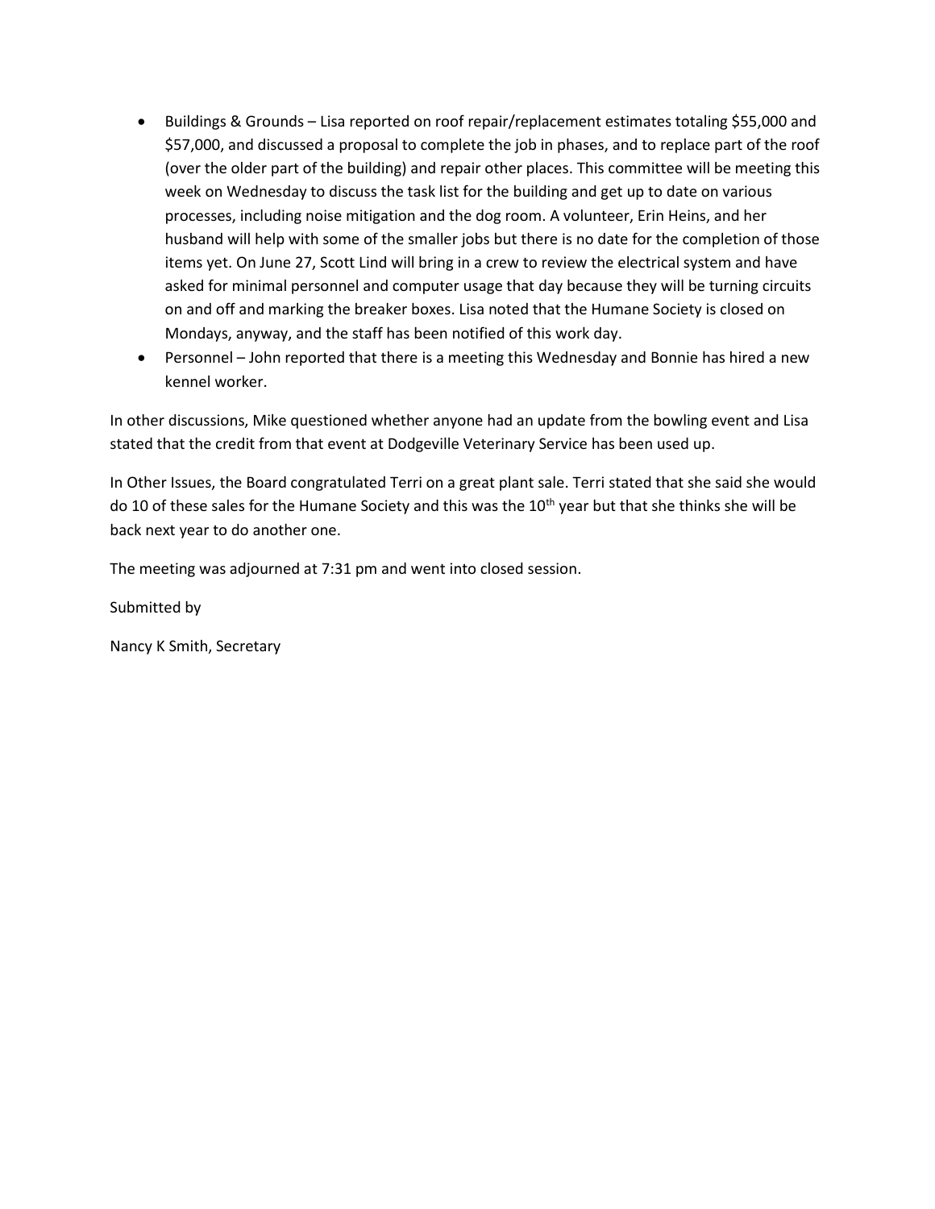- Buildings & Grounds – Lisa reported on roof repair/replacement estimates totaling $55,000 and $57,000, and discussed a proposal to complete the job in phases, and to replace part of the roof (over the older part of the building) and repair other places. This committee will be meeting this week on Wednesday to discuss the task list for the building and get up to date on various processes, including noise mitigation and the dog room. A volunteer, Erin Heins, and her husband will help with some of the smaller jobs but there is no date for the completion of those items yet. On June 27, Scott Lind will bring in a crew to review the electrical system and have asked for minimal personnel and computer usage that day because they will be turning circuits on and off and marking the breaker boxes. Lisa noted that the Humane Society is closed on Mondays, anyway, and the staff has been notified of this work day.
- Personnel – John reported that there is a meeting this Wednesday and Bonnie has hired a new kennel worker.

In other discussions, Mike questioned whether anyone had an update from the bowling event and Lisa stated that the credit from that event at Dodgeville Veterinary Service has been used up.

In Other Issues, the Board congratulated Terri on a great plant sale. Terri stated that she said she would do 10 of these sales for the Humane Society and this was the 10th year but that she thinks she will be back next year to do another one.

The meeting was adjourned at 7:31 pm and went into closed session.

Submitted by

Nancy K Smith, Secretary